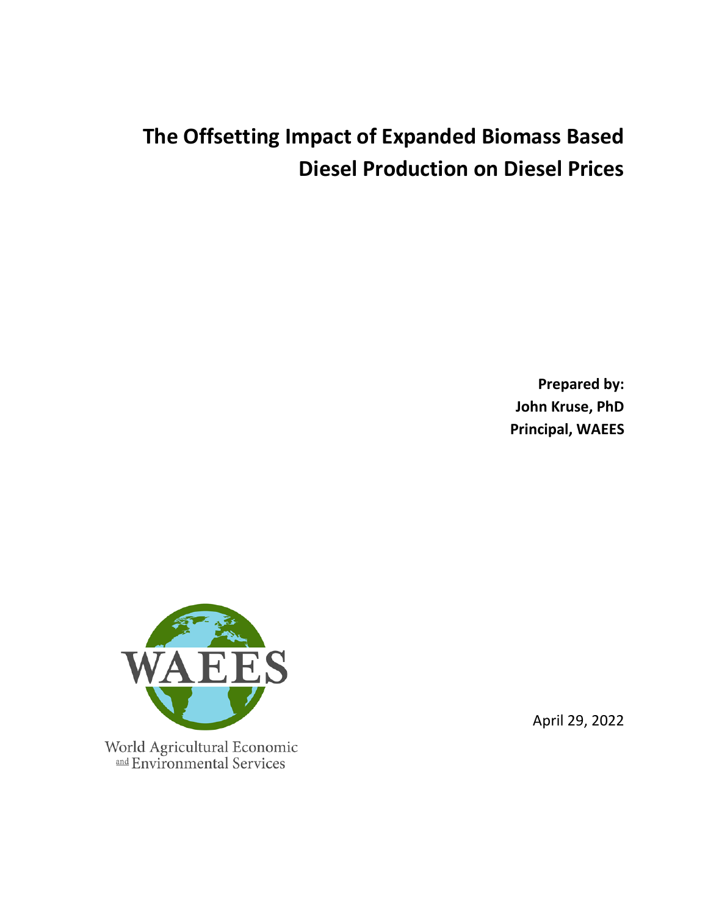# The Offsetting Impact of Expanded Biomass Based Diesel Production on Diesel Prices

**Prepared by:**
**John Kruse, PhD**
**Principal, WAEES**

World Agricultural Economic and Environmental Services

April 29, 2022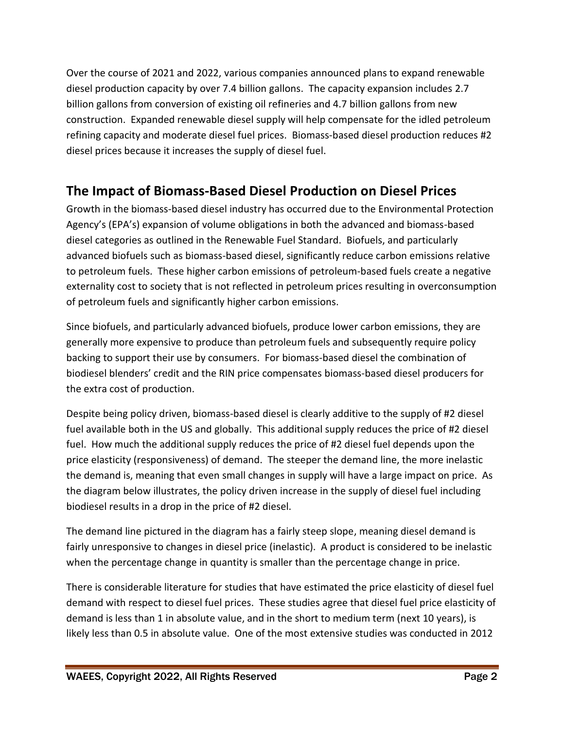Over the course of 2021 and 2022, various companies announced plans to expand renewable diesel production capacity by over 7.4 billion gallons. The capacity expansion includes 2.7 billion gallons from conversion of existing oil refineries and 4.7 billion gallons from new construction. Expanded renewable diesel supply will help compensate for the idled petroleum refining capacity and moderate diesel fuel prices. Biomass-based diesel production reduces #2 diesel prices because it increases the supply of diesel fuel.

## The Impact of Biomass-Based Diesel Production on Diesel Prices

Growth in the biomass-based diesel industry has occurred due to the Environmental Protection Agency's (EPA's) expansion of volume obligations in both the advanced and biomass-based diesel categories as outlined in the Renewable Fuel Standard. Biofuels, and particularly advanced biofuels such as biomass-based diesel, significantly reduce carbon emissions relative to petroleum fuels. These higher carbon emissions of petroleum-based fuels create a negative externality cost to society that is not reflected in petroleum prices resulting in overconsumption of petroleum fuels and significantly higher carbon emissions.

Since biofuels, and particularly advanced biofuels, produce lower carbon emissions, they are generally more expensive to produce than petroleum fuels and subsequently require policy backing to support their use by consumers. For biomass-based diesel the combination of biodiesel blenders' credit and the RIN price compensates biomass-based diesel producers for the extra cost of production.

Despite being policy driven, biomass-based diesel is clearly additive to the supply of #2 diesel fuel available both in the US and globally. This additional supply reduces the price of #2 diesel fuel. How much the additional supply reduces the price of #2 diesel fuel depends upon the price elasticity (responsiveness) of demand. The steeper the demand line, the more inelastic the demand is, meaning that even small changes in supply will have a large impact on price. As the diagram below illustrates, the policy driven increase in the supply of diesel fuel including biodiesel results in a drop in the price of #2 diesel.

The demand line pictured in the diagram has a fairly steep slope, meaning diesel demand is fairly unresponsive to changes in diesel price (inelastic). A product is considered to be inelastic when the percentage change in quantity is smaller than the percentage change in price.

There is considerable literature for studies that have estimated the price elasticity of diesel fuel demand with respect to diesel fuel prices. These studies agree that diesel fuel price elasticity of demand is less than 1 in absolute value, and in the short to medium term (next 10 years), is likely less than 0.5 in absolute value. One of the most extensive studies was conducted in 2012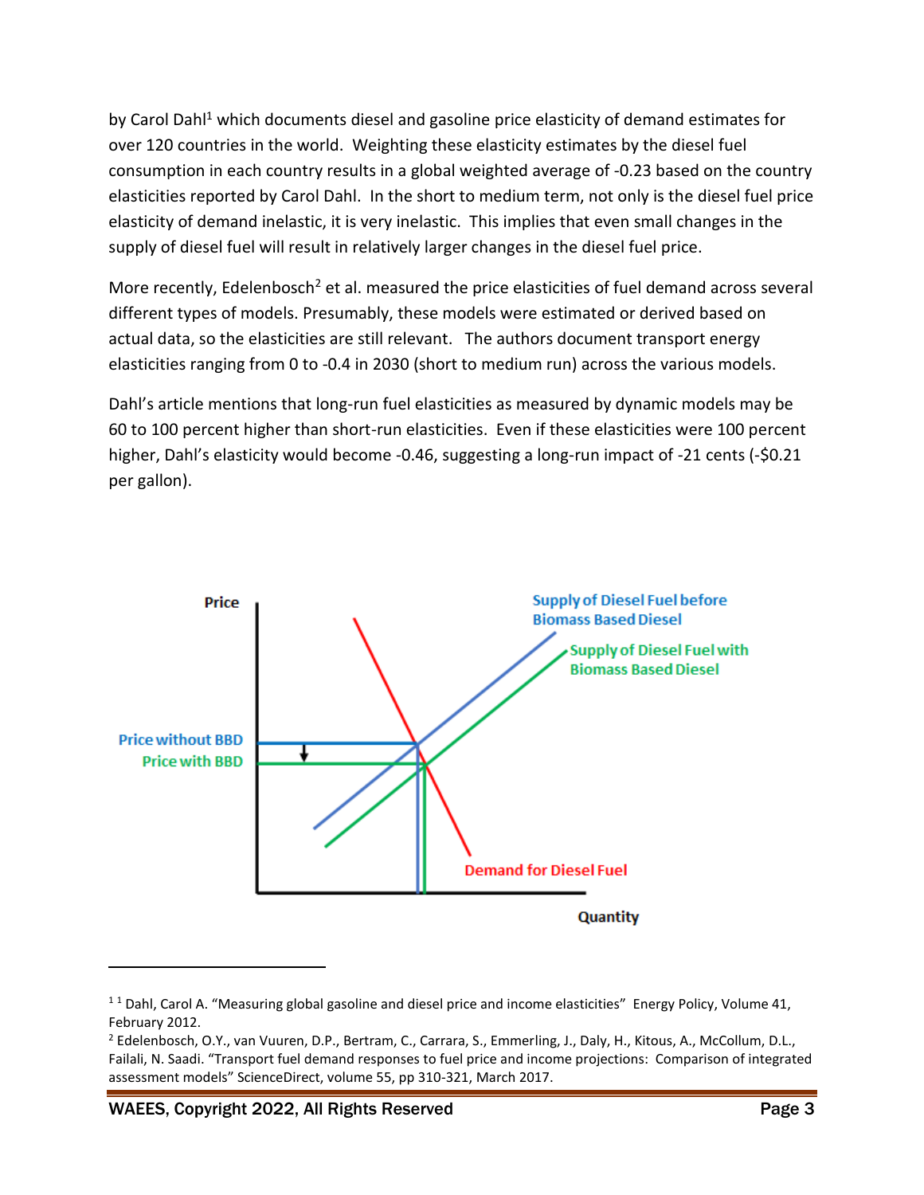by Carol Dahl[1] which documents diesel and gasoline price elasticity of demand estimates for over 120 countries in the world. Weighting these elasticity estimates by the diesel fuel consumption in each country results in a global weighted average of -0.23 based on the country elasticities reported by Carol Dahl. In the short to medium term, not only is the diesel fuel price elasticity of demand inelastic, it is very inelastic. This implies that even small changes in the supply of diesel fuel will result in relatively larger changes in the diesel fuel price.

More recently, Edelenbosch[2] et al. measured the price elasticities of fuel demand across several different types of models. Presumably, these models were estimated or derived based on actual data, so the elasticities are still relevant. The authors document transport energy elasticities ranging from 0 to -0.4 in 2030 (short to medium run) across the various models.

Dahl's article mentions that long-run fuel elasticities as measured by dynamic models may be 60 to 100 percent higher than short-run elasticities. Even if these elasticities were 100 percent higher, Dahl's elasticity would become -0.46, suggesting a long-run impact of -21 cents (-$0.21 per gallon).

Price

Supply of Diesel Fuel before Biomass Based Diesel

Supply of Diesel Fuel with Biomass Based Diesel

Price without BBD

Price with BBD

Demand for Diesel Fuel

Quantity

---

[1] [1] Dahl, Carol A. "Measuring global gasoline and diesel price and income elasticities" Energy Policy, Volume 41, February 2012.

[2] Edelenbosch, O.Y., van Vuuren, D.P., Bertram, C., Carrara, S., Emmerling, J., Daly, H., Kitous, A., McCollum, D.L., Failali, N. Saadi. "Transport fuel demand responses to fuel price and income projections: Comparison of integrated assessment models" ScienceDirect, volume 55, pp 310-321, March 2017.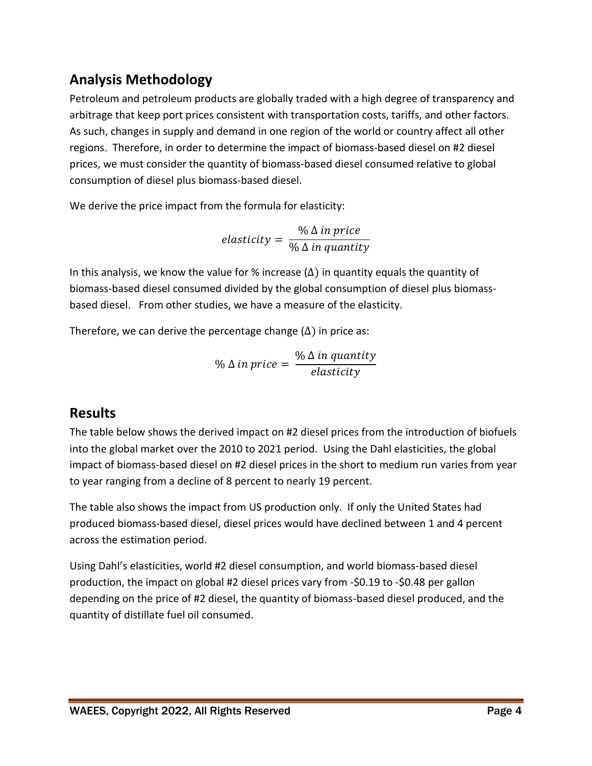## Analysis Methodology

Petroleum and petroleum products are globally traded with a high degree of transparency and arbitrage that keep port prices consistent with transportation costs, tariffs, and other factors. As such, changes in supply and demand in one region of the world or country affect all other regions. Therefore, in order to determine the impact of biomass-based diesel on #2 diesel prices, we must consider the quantity of biomass-based diesel consumed relative to global consumption of diesel plus biomass-based diesel.

We derive the price impact from the formula for elasticity:

$$elasticity = \frac{\% \, \Delta \; in \; price}{\% \, \Delta \; in \; quantity}$$

In this analysis, we know the value for % increase ($\Delta$) in quantity equals the quantity of biomass-based diesel consumed divided by the global consumption of diesel plus biomass-based diesel. From other studies, we have a measure of the elasticity.

Therefore, we can derive the percentage change ($\Delta$) in price as:

$$\% \, \Delta \; in \; price = \frac{\% \, \Delta \; in \; quantity}{elasticity}$$

## Results

The table below shows the derived impact on #2 diesel prices from the introduction of biofuels into the global market over the 2010 to 2021 period. Using the Dahl elasticities, the global impact of biomass-based diesel on #2 diesel prices in the short to medium run varies from year to year ranging from a decline of 8 percent to nearly 19 percent.

The table also shows the impact from US production only. If only the United States had produced biomass-based diesel, diesel prices would have declined between 1 and 4 percent across the estimation period.

Using Dahl's elasticities, world #2 diesel consumption, and world biomass-based diesel production, the impact on global #2 diesel prices vary from -$0.19 to -$0.48 per gallon depending on the price of #2 diesel, the quantity of biomass-based diesel produced, and the quantity of distillate fuel oil consumed.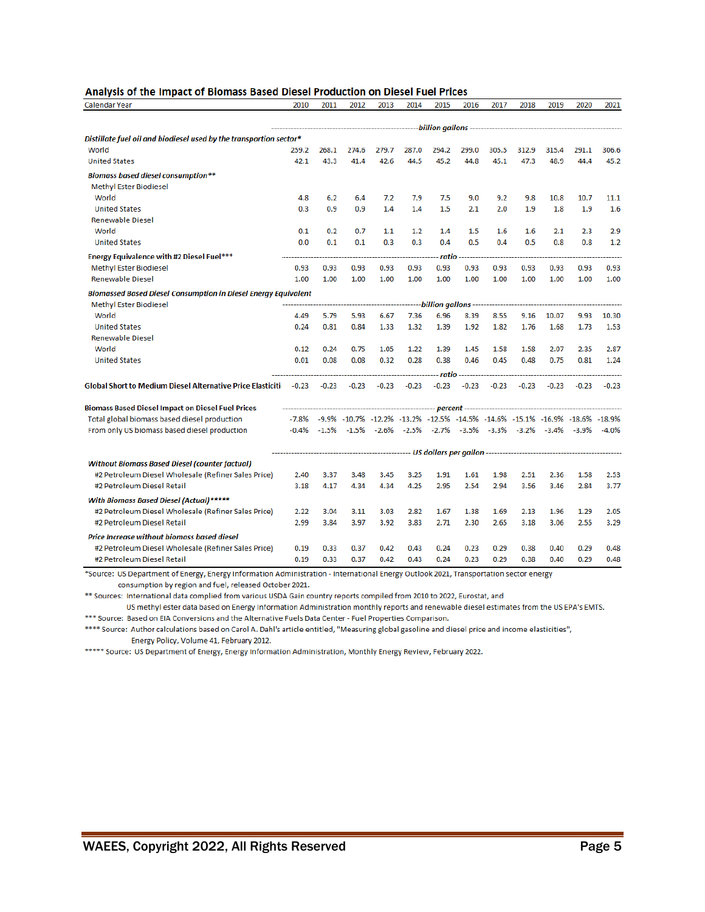## Analysis of the Impact of Biomass Based Diesel Production on Diesel Fuel Prices

| Calendar Year | 2010 | 2011 | 2012 | 2013 | 2014 | 2015 | 2016 | 2017 | 2018 | 2019 | 2020 | 2021 |
|---|---|---|---|---|---|---|---|---|---|---|---|---|
| | billion gallons | | | | | | | | | | | |
| ***Distillate fuel oil and biodiesel used by the transportation sector**** | | | | | | | | | | | | |
| World | 259.2 | 268.1 | 274.6 | 279.7 | 287.0 | 294.2 | 299.0 | 305.5 | 312.9 | 315.4 | 291.1 | 306.6 |
| United States | 42.1 | 43.3 | 41.4 | 42.6 | 44.5 | 45.2 | 44.8 | 45.1 | 47.3 | 48.9 | 44.4 | 45.2 |
| ***Biomass based diesel consumption**** | | | | | | | | | | | | |
| Methyl Ester Biodiesel | | | | | | | | | | | | |
| World | 4.8 | 6.2 | 6.4 | 7.2 | 7.9 | 7.5 | 9.0 | 9.2 | 9.8 | 10.8 | 10.7 | 11.1 |
| United States | 0.3 | 0.9 | 0.9 | 1.4 | 1.4 | 1.5 | 2.1 | 2.0 | 1.9 | 1.8 | 1.9 | 1.6 |
| Renewable Diesel | | | | | | | | | | | | |
| World | 0.1 | 0.2 | 0.7 | 1.1 | 1.2 | 1.4 | 1.5 | 1.6 | 1.6 | 2.1 | 2.3 | 2.9 |
| United States | 0.0 | 0.1 | 0.1 | 0.3 | 0.3 | 0.4 | 0.5 | 0.4 | 0.5 | 0.8 | 0.8 | 1.2 |
| **Energy Equivalence with #2 Diesel Fuel***** | ratio | | | | | | | | | | | |
| Methyl Ester Biodiesel | 0.93 | 0.93 | 0.93 | 0.93 | 0.93 | 0.93 | 0.93 | 0.93 | 0.93 | 0.93 | 0.93 | 0.93 |
| Renewable Diesel | 1.00 | 1.00 | 1.00 | 1.00 | 1.00 | 1.00 | 1.00 | 1.00 | 1.00 | 1.00 | 1.00 | 1.00 |
| ***Biomassed Based Diesel Consumption in Diesel Energy Equivalent*** | | | | | | | | | | | | |
| Methyl Ester Biodiesel | billion gallons | | | | | | | | | | | |
| World | 4.49 | 5.79 | 5.93 | 6.67 | 7.36 | 6.96 | 8.39 | 8.55 | 9.16 | 10.07 | 9.93 | 10.30 |
| United States | 0.24 | 0.81 | 0.84 | 1.33 | 1.32 | 1.39 | 1.92 | 1.82 | 1.76 | 1.68 | 1.73 | 1.53 |
| Renewable Diesel | | | | | | | | | | | | |
| World | 0.12 | 0.24 | 0.75 | 1.05 | 1.22 | 1.39 | 1.45 | 1.58 | 1.58 | 2.07 | 2.35 | 2.87 |
| United States | 0.01 | 0.08 | 0.08 | 0.32 | 0.28 | 0.38 | 0.46 | 0.45 | 0.48 | 0.75 | 0.81 | 1.24 |
| | ratio | | | | | | | | | | | |
| **Global Short to Medium Diesel Alternative Price Elasticiti** | -0.23 | -0.23 | -0.23 | -0.23 | -0.23 | -0.23 | -0.23 | -0.23 | -0.23 | -0.23 | -0.23 | -0.23 |
| **Biomass Based Diesel Impact on Diesel Fuel Prices** | percent | | | | | | | | | | | |
| Total global biomass based diesel production | -7.8% | -9.9% | -10.7% | -12.2% | -13.2% | -12.5% | -14.5% | -14.6% | -15.1% | -16.9% | -18.6% | -18.9% |
| From only US biomass based diesel production | -0.4% | -1.5% | -1.5% | -2.6% | -2.5% | -2.7% | -3.5% | -3.3% | -3.2% | -3.4% | -3.9% | -4.0% |
| | US dollars per gallon | | | | | | | | | | | |
| ***Without Biomass Based Diesel (counter factual)*** | | | | | | | | | | | | |
| #2 Petroleum Diesel Wholesale (Refiner Sales Price) | 2.40 | 3.37 | 3.48 | 3.45 | 3.25 | 1.91 | 1.61 | 1.98 | 2.51 | 2.36 | 1.58 | 2.53 |
| #2 Petroleum Diesel Retail | 3.18 | 4.17 | 4.34 | 4.34 | 4.25 | 2.95 | 2.54 | 2.94 | 3.56 | 3.46 | 2.84 | 3.77 |
| ***With Biomass Based Diesel (Actual)****** | | | | | | | | | | | | |
| #2 Petroleum Diesel Wholesale (Refiner Sales Price) | 2.22 | 3.04 | 3.11 | 3.03 | 2.82 | 1.67 | 1.38 | 1.69 | 2.13 | 1.96 | 1.29 | 2.05 |
| #2 Petroleum Diesel Retail | 2.99 | 3.84 | 3.97 | 3.92 | 3.83 | 2.71 | 2.30 | 2.65 | 3.18 | 3.06 | 2.55 | 3.29 |
| ***Price increase without biomass based diesel*** | | | | | | | | | | | | |
| #2 Petroleum Diesel Wholesale (Refiner Sales Price) | 0.19 | 0.33 | 0.37 | 0.42 | 0.43 | 0.24 | 0.23 | 0.29 | 0.38 | 0.40 | 0.29 | 0.48 |
| #2 Petroleum Diesel Retail | 0.19 | 0.33 | 0.37 | 0.42 | 0.43 | 0.24 | 0.23 | 0.29 | 0.38 | 0.40 | 0.29 | 0.48 |

*Source: US Department of Energy, Energy Information Administration - International Energy Outlook 2021, Transportation sector energy consumption by region and fuel, released October 2021.

** Sources: International data complied from various USDA Gain country reports compiled from 2010 to 2022, Eurostat, and US methyl ester data based on Energy Information Administration monthly reports and renewable diesel estimates from the US EPA's EMTS.

*** Source: Based on EIA Conversions and the Alternative Fuels Data Center - Fuel Properties Comparison.

**** Source: Author calculations based on Carol A. Dahl's article entitled, "Measuring global gasoline and diesel price and income elasticities", Energy Policy, Volume 41, February 2012.

***** Source: US Department of Energy, Energy Information Administration, Monthly Energy Review, February 2022.